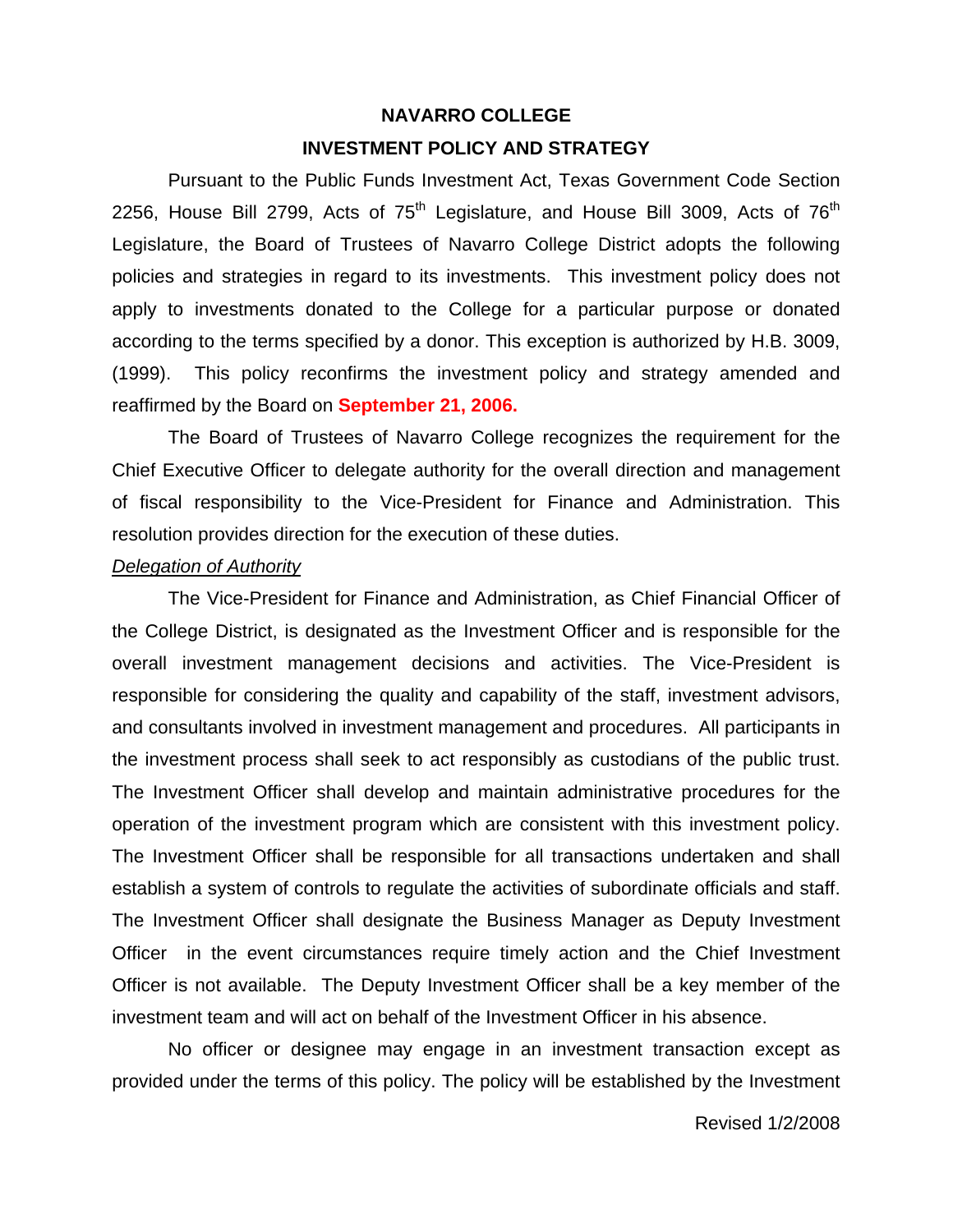# NAVARRO COLLEGE

## INVESTMENT POLICY AND STRATEGY

Pursuant to the Public Funds Investment Act, Texas Government Code Section 2256, House Bill 2799, Acts of 75th Legislature, and House Bill 3009, Acts of 76th Legislature, the Board of Trustees of Navarro College District adopts the following policies and strategies in regard to its investments. This investment policy does not apply to investments donated to the College for a particular purpose or donated according to the terms specified by a donor. This exception is authorized by H.B. 3009, (1999). This policy reconfirms the investment policy and strategy amended and reaffirmed by the Board on **September 21, 2006.**

The Board of Trustees of Navarro College recognizes the requirement for the Chief Executive Officer to delegate authority for the overall direction and management of fiscal responsibility to the Vice-President for Finance and Administration. This resolution provides direction for the execution of these duties.

*Delegation of Authority*

The Vice-President for Finance and Administration, as Chief Financial Officer of the College District, is designated as the Investment Officer and is responsible for the overall investment management decisions and activities. The Vice-President is responsible for considering the quality and capability of the staff, investment advisors, and consultants involved in investment management and procedures. All participants in the investment process shall seek to act responsibly as custodians of the public trust. The Investment Officer shall develop and maintain administrative procedures for the operation of the investment program which are consistent with this investment policy. The Investment Officer shall be responsible for all transactions undertaken and shall establish a system of controls to regulate the activities of subordinate officials and staff. The Investment Officer shall designate the Business Manager as Deputy Investment Officer in the event circumstances require timely action and the Chief Investment Officer is not available. The Deputy Investment Officer shall be a key member of the investment team and will act on behalf of the Investment Officer in his absence.

No officer or designee may engage in an investment transaction except as provided under the terms of this policy. The policy will be established by the Investment

Revised 1/2/2008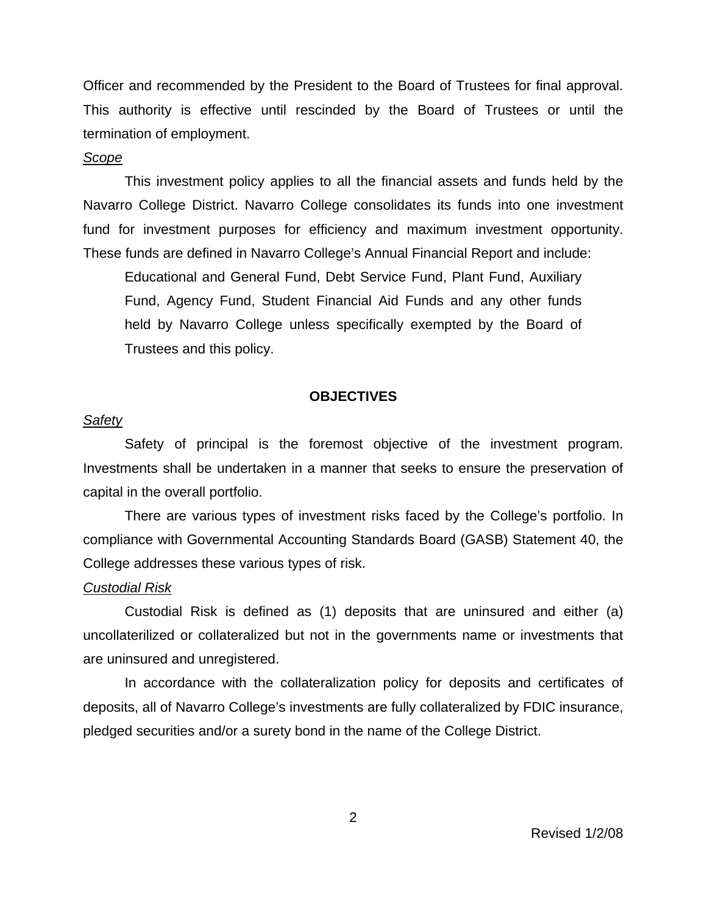Officer and recommended by the President to the Board of Trustees for final approval. This authority is effective until rescinded by the Board of Trustees or until the termination of employment.

*Scope*

This investment policy applies to all the financial assets and funds held by the Navarro College District. Navarro College consolidates its funds into one investment fund for investment purposes for efficiency and maximum investment opportunity. These funds are defined in Navarro College's Annual Financial Report and include:

> Educational and General Fund, Debt Service Fund, Plant Fund, Auxiliary Fund, Agency Fund, Student Financial Aid Funds and any other funds held by Navarro College unless specifically exempted by the Board of Trustees and this policy.

## OBJECTIVES

*Safety*

Safety of principal is the foremost objective of the investment program. Investments shall be undertaken in a manner that seeks to ensure the preservation of capital in the overall portfolio.

There are various types of investment risks faced by the College's portfolio. In compliance with Governmental Accounting Standards Board (GASB) Statement 40, the College addresses these various types of risk.

*Custodial Risk*

Custodial Risk is defined as (1) deposits that are uninsured and either (a) uncollaterilized or collateralized but not in the governments name or investments that are uninsured and unregistered.

In accordance with the collateralization policy for deposits and certificates of deposits, all of Navarro College's investments are fully collateralized by FDIC insurance, pledged securities and/or a surety bond in the name of the College District.

Revised 1/2/08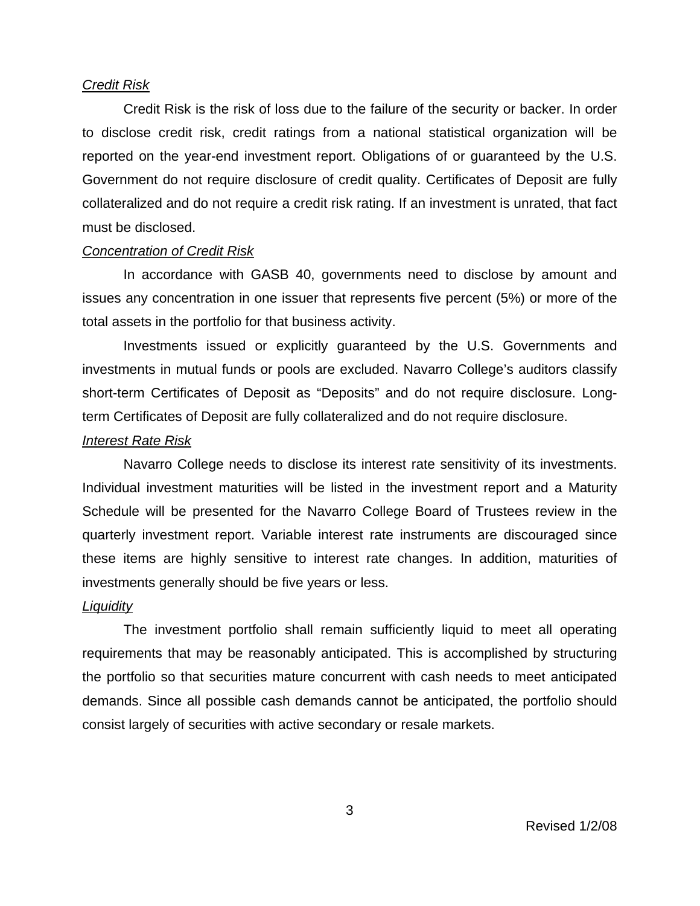*Credit Risk*

Credit Risk is the risk of loss due to the failure of the security or backer. In order to disclose credit risk, credit ratings from a national statistical organization will be reported on the year-end investment report. Obligations of or guaranteed by the U.S. Government do not require disclosure of credit quality. Certificates of Deposit are fully collateralized and do not require a credit risk rating. If an investment is unrated, that fact must be disclosed.

*Concentration of Credit Risk*

In accordance with GASB 40, governments need to disclose by amount and issues any concentration in one issuer that represents five percent (5%) or more of the total assets in the portfolio for that business activity.

Investments issued or explicitly guaranteed by the U.S. Governments and investments in mutual funds or pools are excluded. Navarro College's auditors classify short-term Certificates of Deposit as "Deposits" and do not require disclosure. Long-term Certificates of Deposit are fully collateralized and do not require disclosure.

*Interest Rate Risk*

Navarro College needs to disclose its interest rate sensitivity of its investments. Individual investment maturities will be listed in the investment report and a Maturity Schedule will be presented for the Navarro College Board of Trustees review in the quarterly investment report. Variable interest rate instruments are discouraged since these items are highly sensitive to interest rate changes. In addition, maturities of investments generally should be five years or less.

*Liquidity*

The investment portfolio shall remain sufficiently liquid to meet all operating requirements that may be reasonably anticipated. This is accomplished by structuring the portfolio so that securities mature concurrent with cash needs to meet anticipated demands. Since all possible cash demands cannot be anticipated, the portfolio should consist largely of securities with active secondary or resale markets.

Revised 1/2/08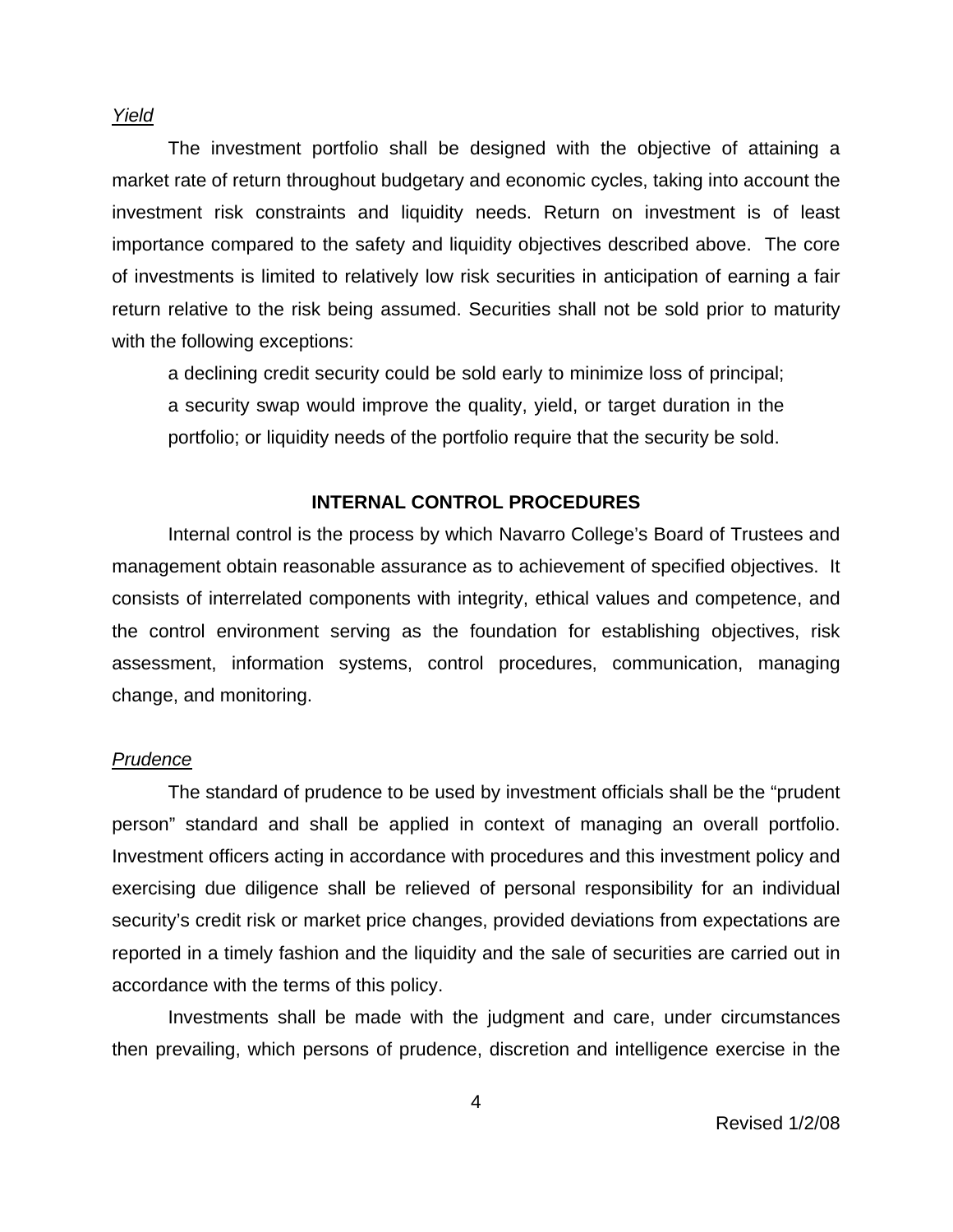*Yield*

The investment portfolio shall be designed with the objective of attaining a market rate of return throughout budgetary and economic cycles, taking into account the investment risk constraints and liquidity needs. Return on investment is of least importance compared to the safety and liquidity objectives described above. The core of investments is limited to relatively low risk securities in anticipation of earning a fair return relative to the risk being assumed. Securities shall not be sold prior to maturity with the following exceptions:

a declining credit security could be sold early to minimize loss of principal; a security swap would improve the quality, yield, or target duration in the portfolio; or liquidity needs of the portfolio require that the security be sold.

## INTERNAL CONTROL PROCEDURES

Internal control is the process by which Navarro College's Board of Trustees and management obtain reasonable assurance as to achievement of specified objectives. It consists of interrelated components with integrity, ethical values and competence, and the control environment serving as the foundation for establishing objectives, risk assessment, information systems, control procedures, communication, managing change, and monitoring.

*Prudence*

The standard of prudence to be used by investment officials shall be the "prudent person" standard and shall be applied in context of managing an overall portfolio. Investment officers acting in accordance with procedures and this investment policy and exercising due diligence shall be relieved of personal responsibility for an individual security's credit risk or market price changes, provided deviations from expectations are reported in a timely fashion and the liquidity and the sale of securities are carried out in accordance with the terms of this policy.

Investments shall be made with the judgment and care, under circumstances then prevailing, which persons of prudence, discretion and intelligence exercise in the

Revised 1/2/08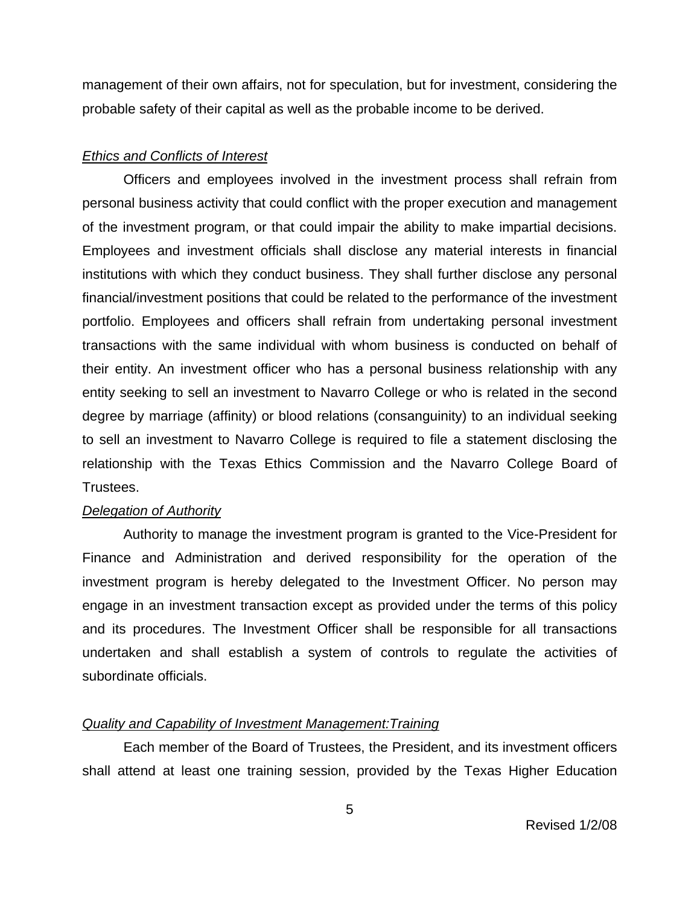management of their own affairs, not for speculation, but for investment, considering the probable safety of their capital as well as the probable income to be derived.

*Ethics and Conflicts of Interest*

Officers and employees involved in the investment process shall refrain from personal business activity that could conflict with the proper execution and management of the investment program, or that could impair the ability to make impartial decisions. Employees and investment officials shall disclose any material interests in financial institutions with which they conduct business. They shall further disclose any personal financial/investment positions that could be related to the performance of the investment portfolio. Employees and officers shall refrain from undertaking personal investment transactions with the same individual with whom business is conducted on behalf of their entity. An investment officer who has a personal business relationship with any entity seeking to sell an investment to Navarro College or who is related in the second degree by marriage (affinity) or blood relations (consanguinity) to an individual seeking to sell an investment to Navarro College is required to file a statement disclosing the relationship with the Texas Ethics Commission and the Navarro College Board of Trustees.

*Delegation of Authority*

Authority to manage the investment program is granted to the Vice-President for Finance and Administration and derived responsibility for the operation of the investment program is hereby delegated to the Investment Officer. No person may engage in an investment transaction except as provided under the terms of this policy and its procedures. The Investment Officer shall be responsible for all transactions undertaken and shall establish a system of controls to regulate the activities of subordinate officials.

*Quality and Capability of Investment Management:Training*

Each member of the Board of Trustees, the President, and its investment officers shall attend at least one training session, provided by the Texas Higher Education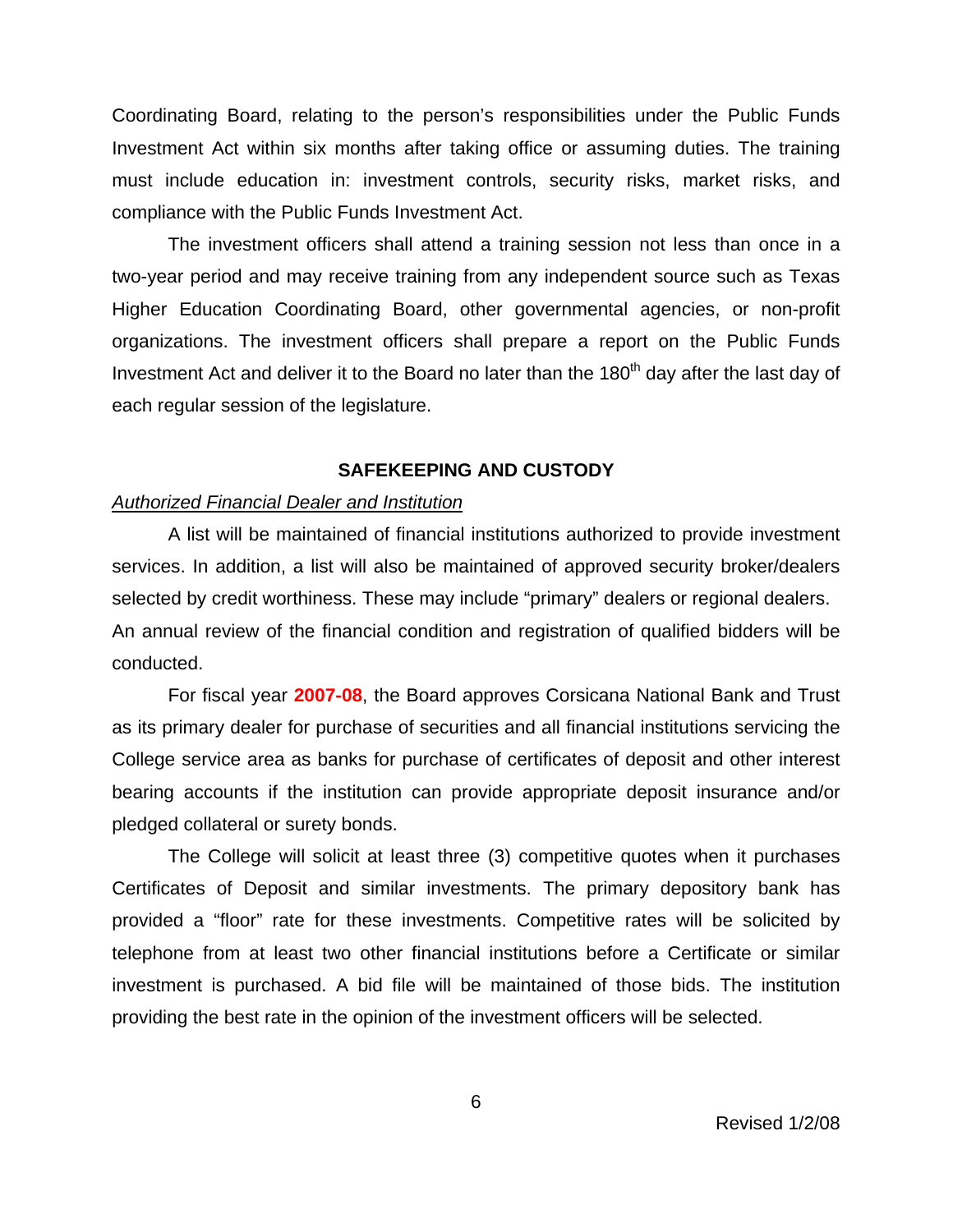Coordinating Board, relating to the person's responsibilities under the Public Funds Investment Act within six months after taking office or assuming duties. The training must include education in: investment controls, security risks, market risks, and compliance with the Public Funds Investment Act.

The investment officers shall attend a training session not less than once in a two-year period and may receive training from any independent source such as Texas Higher Education Coordinating Board, other governmental agencies, or non-profit organizations. The investment officers shall prepare a report on the Public Funds Investment Act and deliver it to the Board no later than the 180th day after the last day of each regular session of the legislature.

## SAFEKEEPING AND CUSTODY

*Authorized Financial Dealer and Institution*

A list will be maintained of financial institutions authorized to provide investment services. In addition, a list will also be maintained of approved security broker/dealers selected by credit worthiness. These may include "primary" dealers or regional dealers. An annual review of the financial condition and registration of qualified bidders will be conducted.

For fiscal year **2007-08**, the Board approves Corsicana National Bank and Trust as its primary dealer for purchase of securities and all financial institutions servicing the College service area as banks for purchase of certificates of deposit and other interest bearing accounts if the institution can provide appropriate deposit insurance and/or pledged collateral or surety bonds.

The College will solicit at least three (3) competitive quotes when it purchases Certificates of Deposit and similar investments. The primary depository bank has provided a "floor" rate for these investments. Competitive rates will be solicited by telephone from at least two other financial institutions before a Certificate or similar investment is purchased. A bid file will be maintained of those bids. The institution providing the best rate in the opinion of the investment officers will be selected.

Revised 1/2/08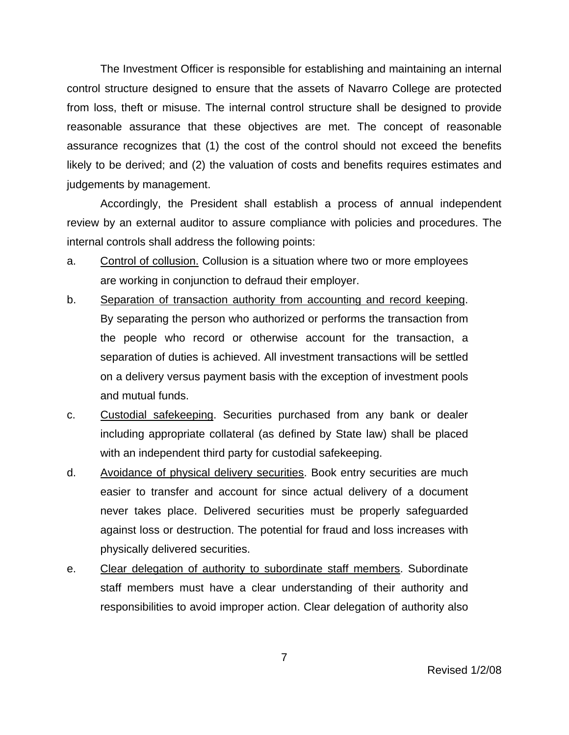The Investment Officer is responsible for establishing and maintaining an internal control structure designed to ensure that the assets of Navarro College are protected from loss, theft or misuse. The internal control structure shall be designed to provide reasonable assurance that these objectives are met. The concept of reasonable assurance recognizes that (1) the cost of the control should not exceed the benefits likely to be derived; and (2) the valuation of costs and benefits requires estimates and judgements by management.

Accordingly, the President shall establish a process of annual independent review by an external auditor to assure compliance with policies and procedures. The internal controls shall address the following points:

a. Control of collusion. Collusion is a situation where two or more employees are working in conjunction to defraud their employer.

b. Separation of transaction authority from accounting and record keeping. By separating the person who authorized or performs the transaction from the people who record or otherwise account for the transaction, a separation of duties is achieved. All investment transactions will be settled on a delivery versus payment basis with the exception of investment pools and mutual funds.

c. Custodial safekeeping. Securities purchased from any bank or dealer including appropriate collateral (as defined by State law) shall be placed with an independent third party for custodial safekeeping.

d. Avoidance of physical delivery securities. Book entry securities are much easier to transfer and account for since actual delivery of a document never takes place. Delivered securities must be properly safeguarded against loss or destruction. The potential for fraud and loss increases with physically delivered securities.

e. Clear delegation of authority to subordinate staff members. Subordinate staff members must have a clear understanding of their authority and responsibilities to avoid improper action. Clear delegation of authority also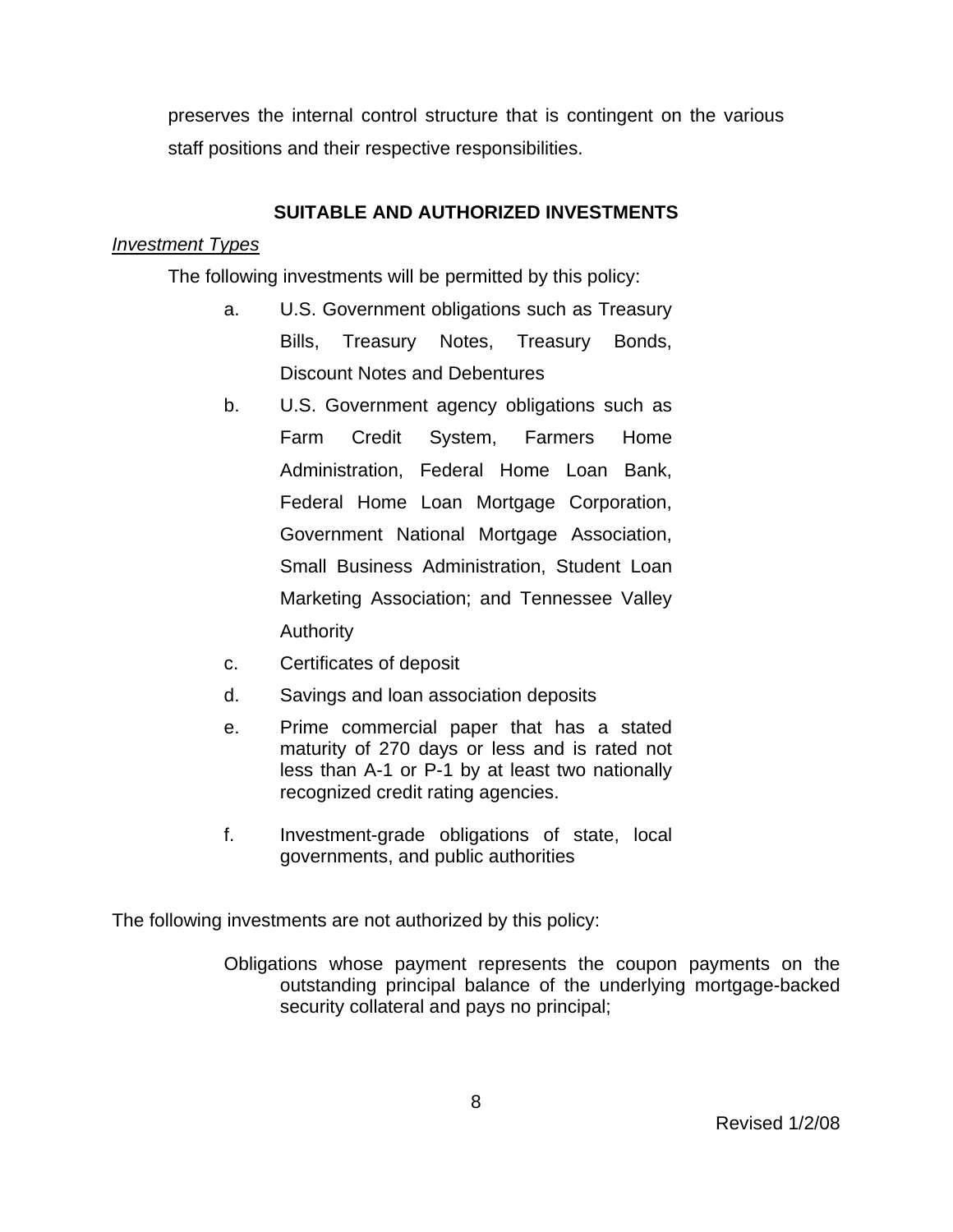preserves the internal control structure that is contingent on the various staff positions and their respective responsibilities.

## SUITABLE AND AUTHORIZED INVESTMENTS

*Investment Types*

The following investments will be permitted by this policy:

a. U.S. Government obligations such as Treasury Bills, Treasury Notes, Treasury Bonds, Discount Notes and Debentures

b. U.S. Government agency obligations such as Farm Credit System, Farmers Home Administration, Federal Home Loan Bank, Federal Home Loan Mortgage Corporation, Government National Mortgage Association, Small Business Administration, Student Loan Marketing Association; and Tennessee Valley Authority

c. Certificates of deposit

d. Savings and loan association deposits

e. Prime commercial paper that has a stated maturity of 270 days or less and is rated not less than A-1 or P-1 by at least two nationally recognized credit rating agencies.

f. Investment-grade obligations of state, local governments, and public authorities

The following investments are not authorized by this policy:

Obligations whose payment represents the coupon payments on the outstanding principal balance of the underlying mortgage-backed security collateral and pays no principal;

Revised 1/2/08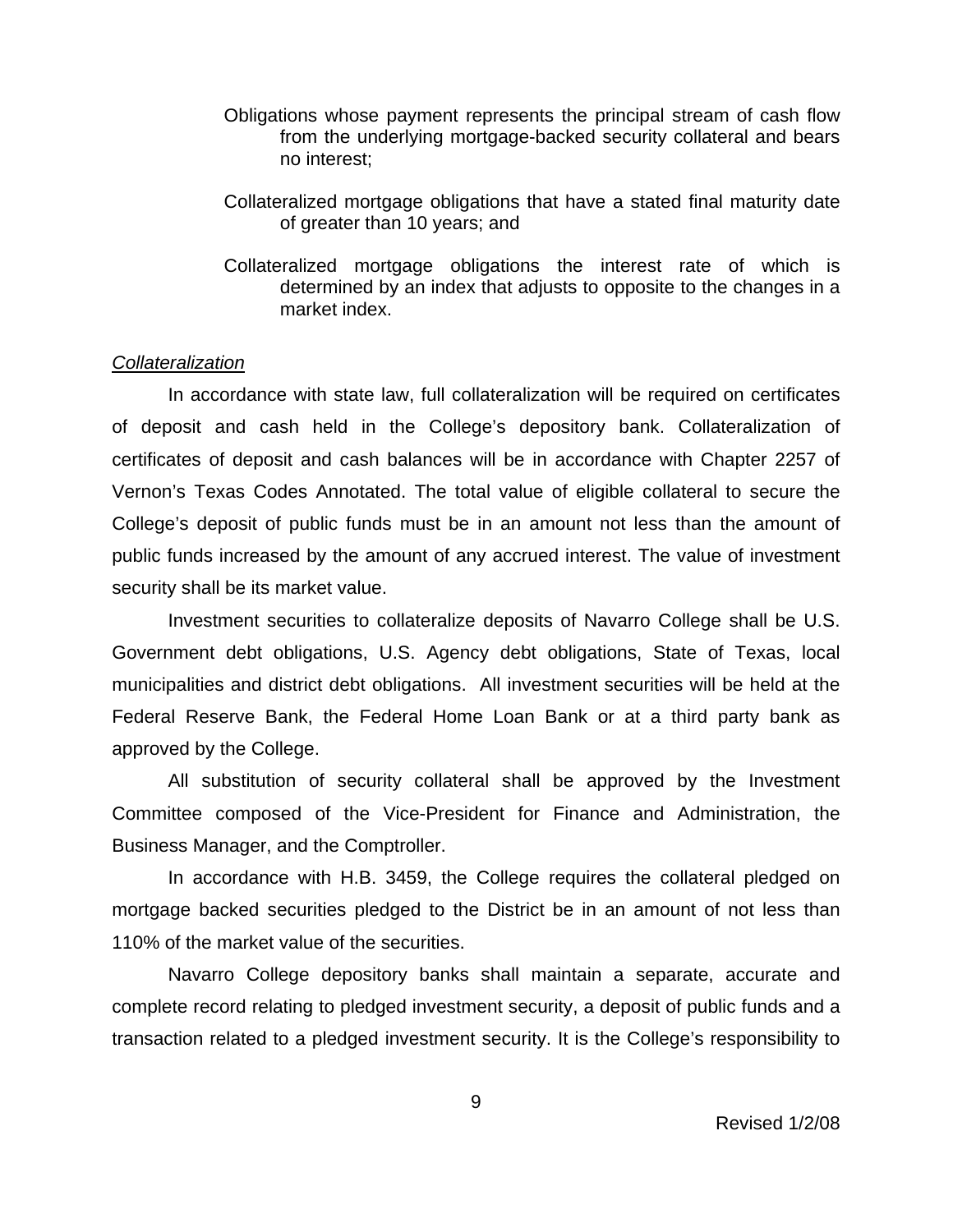Obligations whose payment represents the principal stream of cash flow from the underlying mortgage-backed security collateral and bears no interest;

Collateralized mortgage obligations that have a stated final maturity date of greater than 10 years; and

Collateralized mortgage obligations the interest rate of which is determined by an index that adjusts to opposite to the changes in a market index.

*Collateralization*

In accordance with state law, full collateralization will be required on certificates of deposit and cash held in the College's depository bank. Collateralization of certificates of deposit and cash balances will be in accordance with Chapter 2257 of Vernon's Texas Codes Annotated. The total value of eligible collateral to secure the College's deposit of public funds must be in an amount not less than the amount of public funds increased by the amount of any accrued interest. The value of investment security shall be its market value.

Investment securities to collateralize deposits of Navarro College shall be U.S. Government debt obligations, U.S. Agency debt obligations, State of Texas, local municipalities and district debt obligations. All investment securities will be held at the Federal Reserve Bank, the Federal Home Loan Bank or at a third party bank as approved by the College.

All substitution of security collateral shall be approved by the Investment Committee composed of the Vice-President for Finance and Administration, the Business Manager, and the Comptroller.

In accordance with H.B. 3459, the College requires the collateral pledged on mortgage backed securities pledged to the District be in an amount of not less than 110% of the market value of the securities.

Navarro College depository banks shall maintain a separate, accurate and complete record relating to pledged investment security, a deposit of public funds and a transaction related to a pledged investment security. It is the College's responsibility to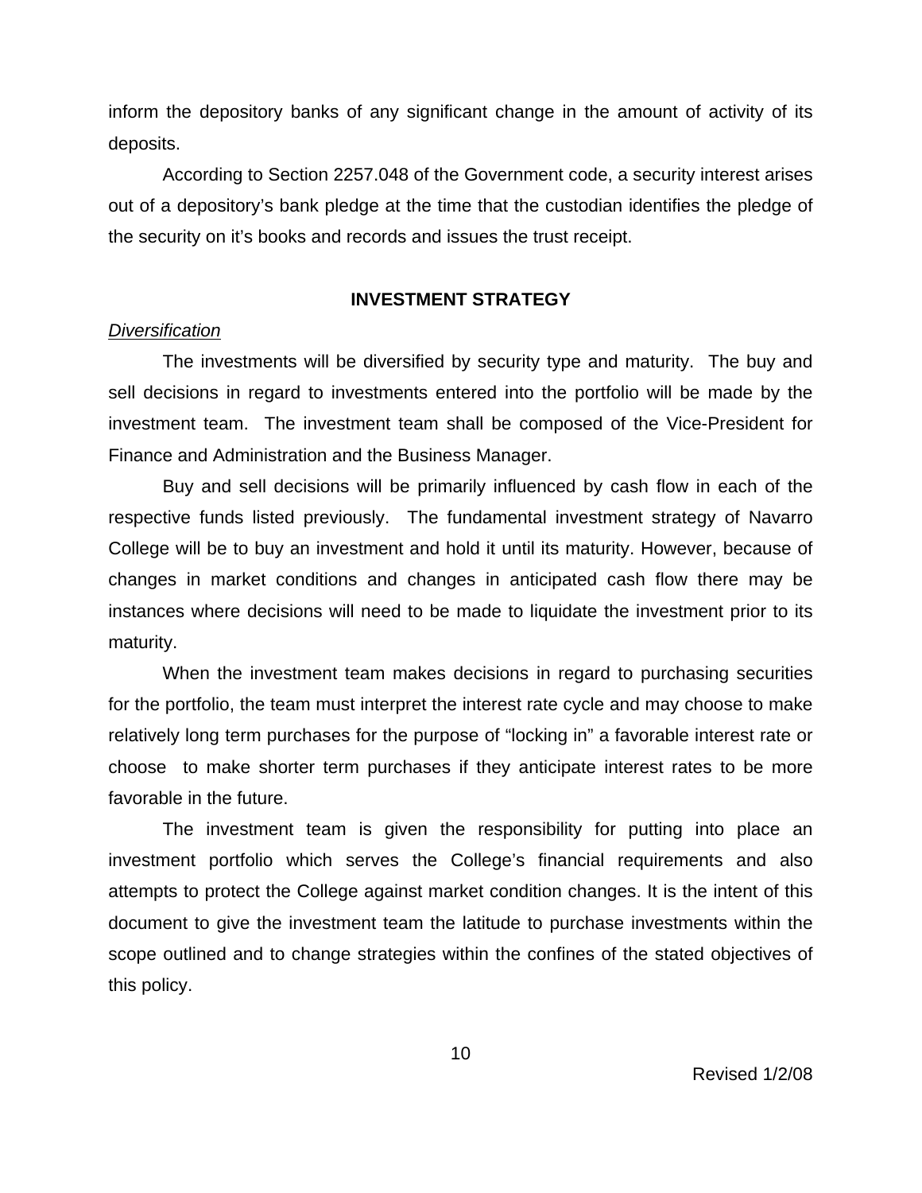inform the depository banks of any significant change in the amount of activity of its deposits.

According to Section 2257.048 of the Government code, a security interest arises out of a depository's bank pledge at the time that the custodian identifies the pledge of the security on it's books and records and issues the trust receipt.

## INVESTMENT STRATEGY

*Diversification*

The investments will be diversified by security type and maturity. The buy and sell decisions in regard to investments entered into the portfolio will be made by the investment team. The investment team shall be composed of the Vice-President for Finance and Administration and the Business Manager.

Buy and sell decisions will be primarily influenced by cash flow in each of the respective funds listed previously. The fundamental investment strategy of Navarro College will be to buy an investment and hold it until its maturity. However, because of changes in market conditions and changes in anticipated cash flow there may be instances where decisions will need to be made to liquidate the investment prior to its maturity.

When the investment team makes decisions in regard to purchasing securities for the portfolio, the team must interpret the interest rate cycle and may choose to make relatively long term purchases for the purpose of "locking in" a favorable interest rate or choose to make shorter term purchases if they anticipate interest rates to be more favorable in the future.

The investment team is given the responsibility for putting into place an investment portfolio which serves the College's financial requirements and also attempts to protect the College against market condition changes. It is the intent of this document to give the investment team the latitude to purchase investments within the scope outlined and to change strategies within the confines of the stated objectives of this policy.

Revised 1/2/08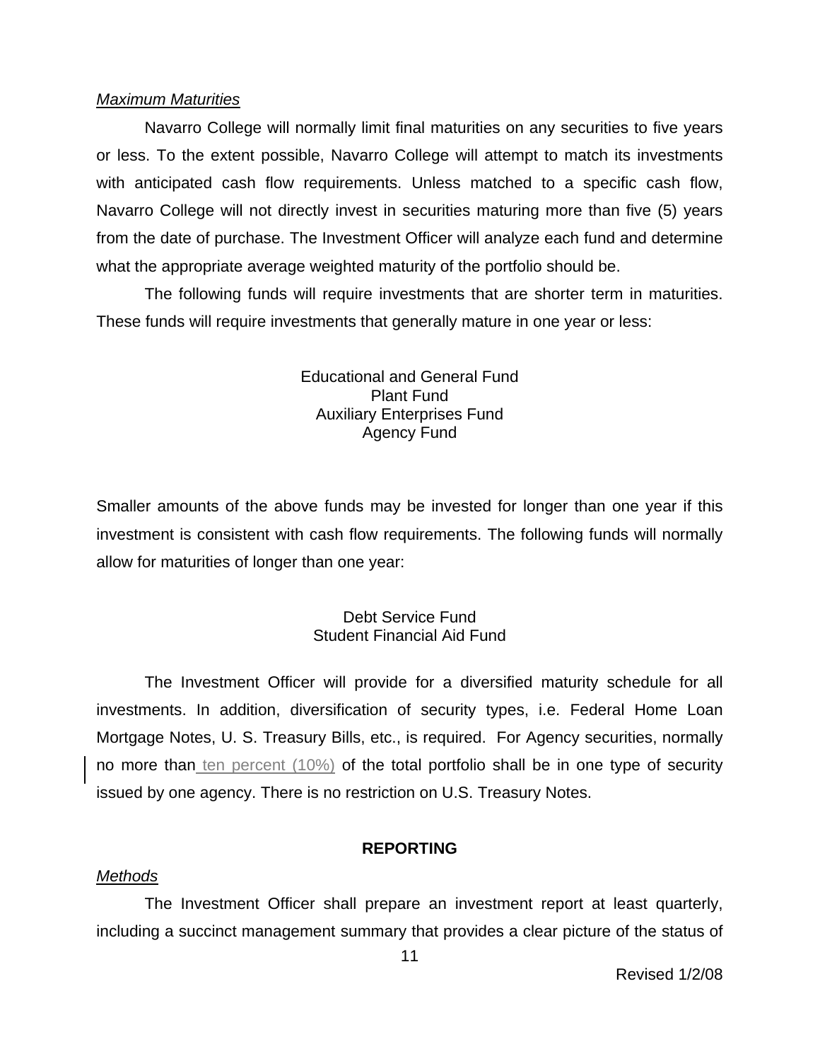*Maximum Maturities*

Navarro College will normally limit final maturities on any securities to five years or less. To the extent possible, Navarro College will attempt to match its investments with anticipated cash flow requirements. Unless matched to a specific cash flow, Navarro College will not directly invest in securities maturing more than five (5) years from the date of purchase. The Investment Officer will analyze each fund and determine what the appropriate average weighted maturity of the portfolio should be.

The following funds will require investments that are shorter term in maturities. These funds will require investments that generally mature in one year or less:

Educational and General Fund
Plant Fund
Auxiliary Enterprises Fund
Agency Fund

Smaller amounts of the above funds may be invested for longer than one year if this investment is consistent with cash flow requirements. The following funds will normally allow for maturities of longer than one year:

Debt Service Fund
Student Financial Aid Fund

The Investment Officer will provide for a diversified maturity schedule for all investments. In addition, diversification of security types, i.e. Federal Home Loan Mortgage Notes, U. S. Treasury Bills, etc., is required. For Agency securities, normally no more than ten percent (10%) of the total portfolio shall be in one type of security issued by one agency. There is no restriction on U.S. Treasury Notes.

**REPORTING**

*Methods*

The Investment Officer shall prepare an investment report at least quarterly, including a succinct management summary that provides a clear picture of the status of

Revised 1/2/08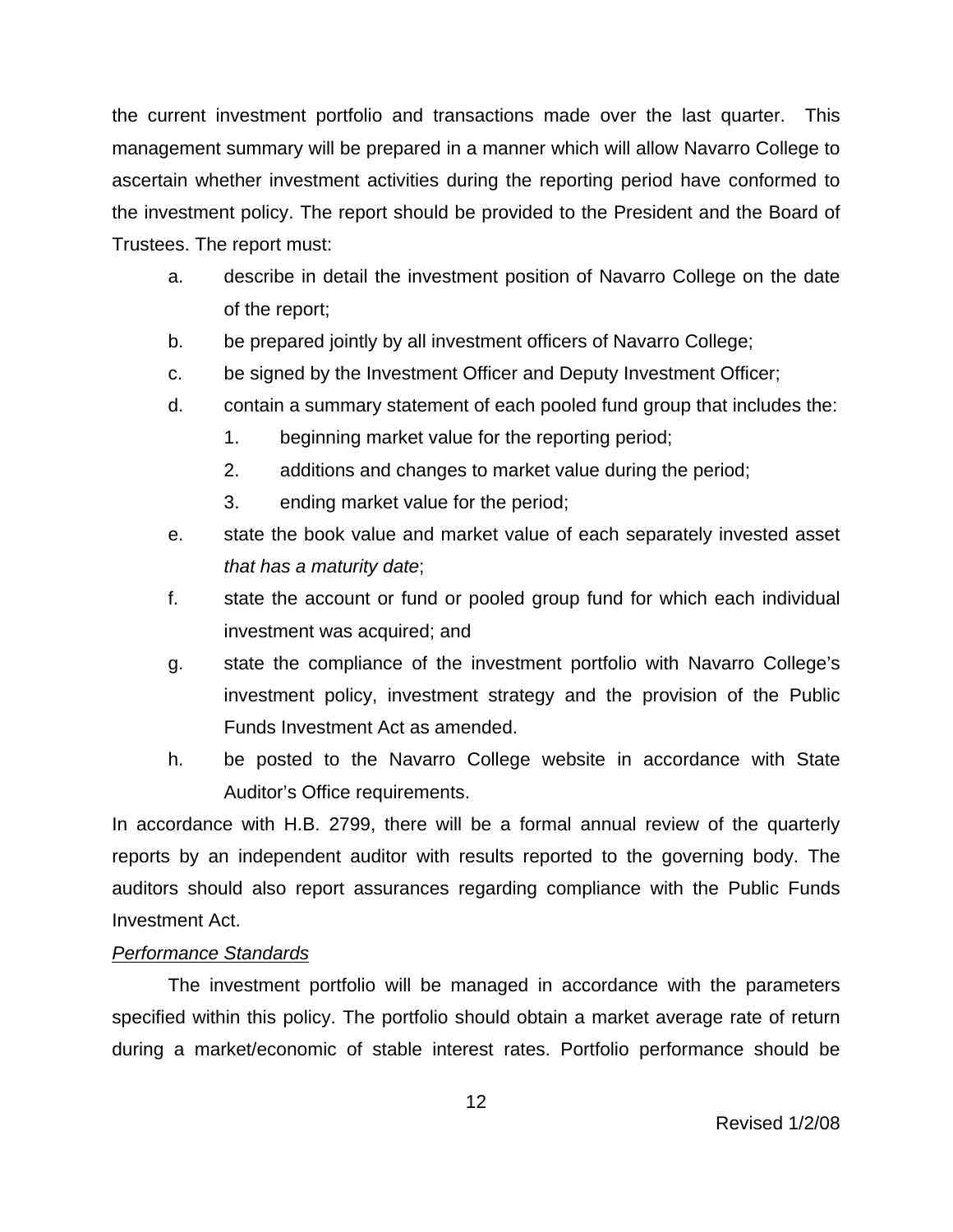the current investment portfolio and transactions made over the last quarter. This management summary will be prepared in a manner which will allow Navarro College to ascertain whether investment activities during the reporting period have conformed to the investment policy. The report should be provided to the President and the Board of Trustees. The report must:

a. describe in detail the investment position of Navarro College on the date of the report;
b. be prepared jointly by all investment officers of Navarro College;
c. be signed by the Investment Officer and Deputy Investment Officer;
d. contain a summary statement of each pooled fund group that includes the:
    1. beginning market value for the reporting period;
    2. additions and changes to market value during the period;
    3. ending market value for the period;
e. state the book value and market value of each separately invested asset *that has a maturity date*;
f. state the account or fund or pooled group fund for which each individual investment was acquired; and
g. state the compliance of the investment portfolio with Navarro College's investment policy, investment strategy and the provision of the Public Funds Investment Act as amended.
h. be posted to the Navarro College website in accordance with State Auditor's Office requirements.

In accordance with H.B. 2799, there will be a formal annual review of the quarterly reports by an independent auditor with results reported to the governing body. The auditors should also report assurances regarding compliance with the Public Funds Investment Act.

*Performance Standards*

The investment portfolio will be managed in accordance with the parameters specified within this policy. The portfolio should obtain a market average rate of return during a market/economic of stable interest rates. Portfolio performance should be

Revised 1/2/08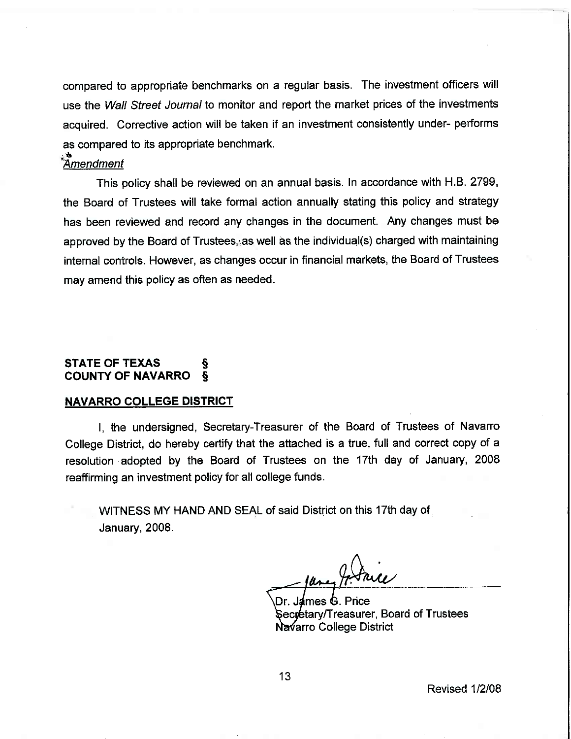compared to appropriate benchmarks on a regular basis. The investment officers will use the *Wall Street Journal* to monitor and report the market prices of the investments acquired. Corrective action will be taken if an investment consistently under- performs as compared to its appropriate benchmark.

*Amendment*

This policy shall be reviewed on an annual basis. In accordance with H.B. 2799, the Board of Trustees will take formal action annually stating this policy and strategy has been reviewed and record any changes in the document. Any changes must be approved by the Board of Trustees, as well as the individual(s) charged with maintaining internal controls. However, as changes occur in financial markets, the Board of Trustees may amend this policy as often as needed.

**STATE OF TEXAS §**
**COUNTY OF NAVARRO §**

**NAVARRO COLLEGE DISTRICT**

I, the undersigned, Secretary-Treasurer of the Board of Trustees of Navarro College District, do hereby certify that the attached is a true, full and correct copy of a resolution adopted by the Board of Trustees on the 17th day of January, 2008 reaffirming an investment policy for all college funds.

WITNESS MY HAND AND SEAL of said District on this 17th day of January, 2008.

Dr. James G. Price
Secretary/Treasurer, Board of Trustees
Navarro College District

Revised 1/2/08